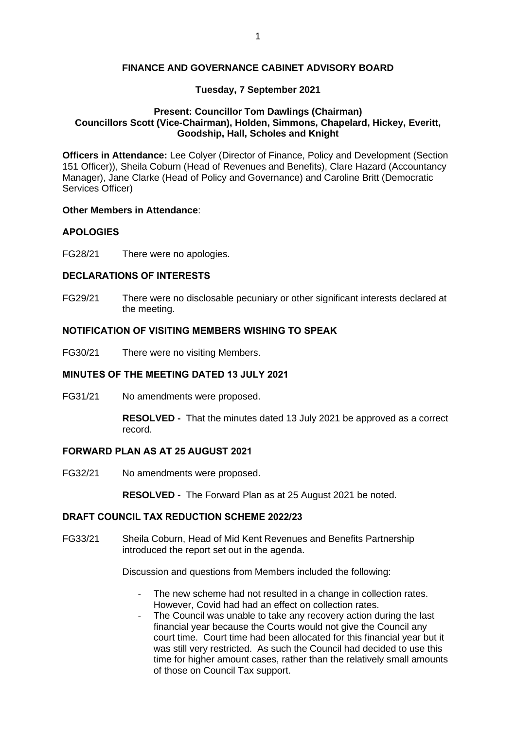# FINANCE AND GOVERNANCE CABINET ADVISORY BOARD

**Tuesday, 7 September 2021**

**Present: Councillor Tom Dawlings (Chairman)**
**Councillors Scott (Vice-Chairman), Holden, Simmons, Chapelard, Hickey, Everitt, Goodship, Hall, Scholes and Knight**

**Officers in Attendance:** Lee Colyer (Director of Finance, Policy and Development (Section 151 Officer)), Sheila Coburn (Head of Revenues and Benefits), Clare Hazard (Accountancy Manager), Jane Clarke (Head of Policy and Governance) and Caroline Britt (Democratic Services Officer)

**Other Members in Attendance**:

## APOLOGIES

FG28/21 There were no apologies.

## DECLARATIONS OF INTERESTS

FG29/21 There were no disclosable pecuniary or other significant interests declared at the meeting.

## NOTIFICATION OF VISITING MEMBERS WISHING TO SPEAK

FG30/21 There were no visiting Members.

## MINUTES OF THE MEETING DATED 13 JULY 2021

FG31/21 No amendments were proposed.

**RESOLVED -** That the minutes dated 13 July 2021 be approved as a correct record.

## FORWARD PLAN AS AT 25 AUGUST 2021

FG32/21 No amendments were proposed.

**RESOLVED -** The Forward Plan as at 25 August 2021 be noted.

## DRAFT COUNCIL TAX REDUCTION SCHEME 2022/23

FG33/21 Sheila Coburn, Head of Mid Kent Revenues and Benefits Partnership introduced the report set out in the agenda.

Discussion and questions from Members included the following:

- The new scheme had not resulted in a change in collection rates. However, Covid had had an effect on collection rates.
- The Council was unable to take any recovery action during the last financial year because the Courts would not give the Council any court time. Court time had been allocated for this financial year but it was still very restricted. As such the Council had decided to use this time for higher amount cases, rather than the relatively small amounts of those on Council Tax support.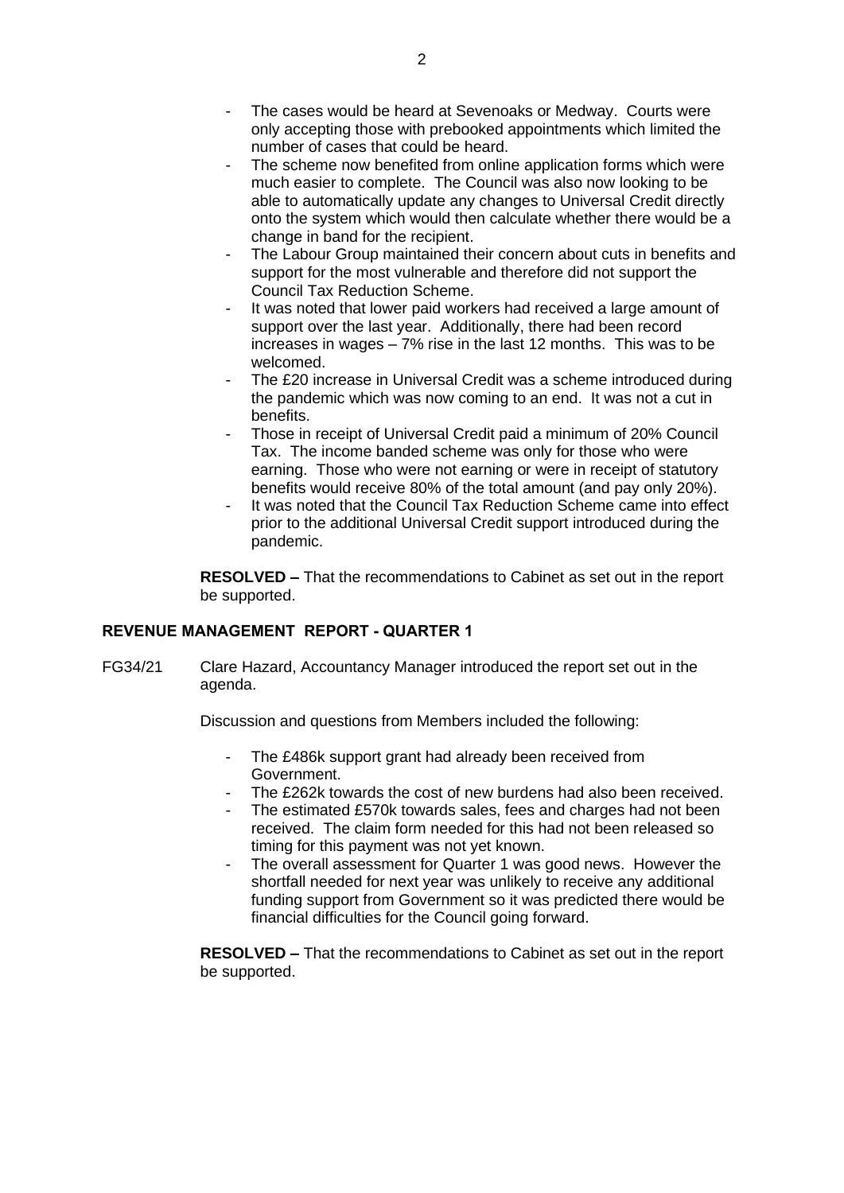- The cases would be heard at Sevenoaks or Medway. Courts were only accepting those with prebooked appointments which limited the number of cases that could be heard.
- The scheme now benefited from online application forms which were much easier to complete. The Council was also now looking to be able to automatically update any changes to Universal Credit directly onto the system which would then calculate whether there would be a change in band for the recipient.
- The Labour Group maintained their concern about cuts in benefits and support for the most vulnerable and therefore did not support the Council Tax Reduction Scheme.
- It was noted that lower paid workers had received a large amount of support over the last year. Additionally, there had been record increases in wages – 7% rise in the last 12 months. This was to be welcomed.
- The £20 increase in Universal Credit was a scheme introduced during the pandemic which was now coming to an end. It was not a cut in benefits.
- Those in receipt of Universal Credit paid a minimum of 20% Council Tax. The income banded scheme was only for those who were earning. Those who were not earning or were in receipt of statutory benefits would receive 80% of the total amount (and pay only 20%).
- It was noted that the Council Tax Reduction Scheme came into effect prior to the additional Universal Credit support introduced during the pandemic.

**RESOLVED –** That the recommendations to Cabinet as set out in the report be supported.

## REVENUE MANAGEMENT REPORT - QUARTER 1

FG34/21 Clare Hazard, Accountancy Manager introduced the report set out in the agenda.

Discussion and questions from Members included the following:

- The £486k support grant had already been received from Government.
- The £262k towards the cost of new burdens had also been received.
- The estimated £570k towards sales, fees and charges had not been received. The claim form needed for this had not been released so timing for this payment was not yet known.
- The overall assessment for Quarter 1 was good news. However the shortfall needed for next year was unlikely to receive any additional funding support from Government so it was predicted there would be financial difficulties for the Council going forward.

**RESOLVED –** That the recommendations to Cabinet as set out in the report be supported.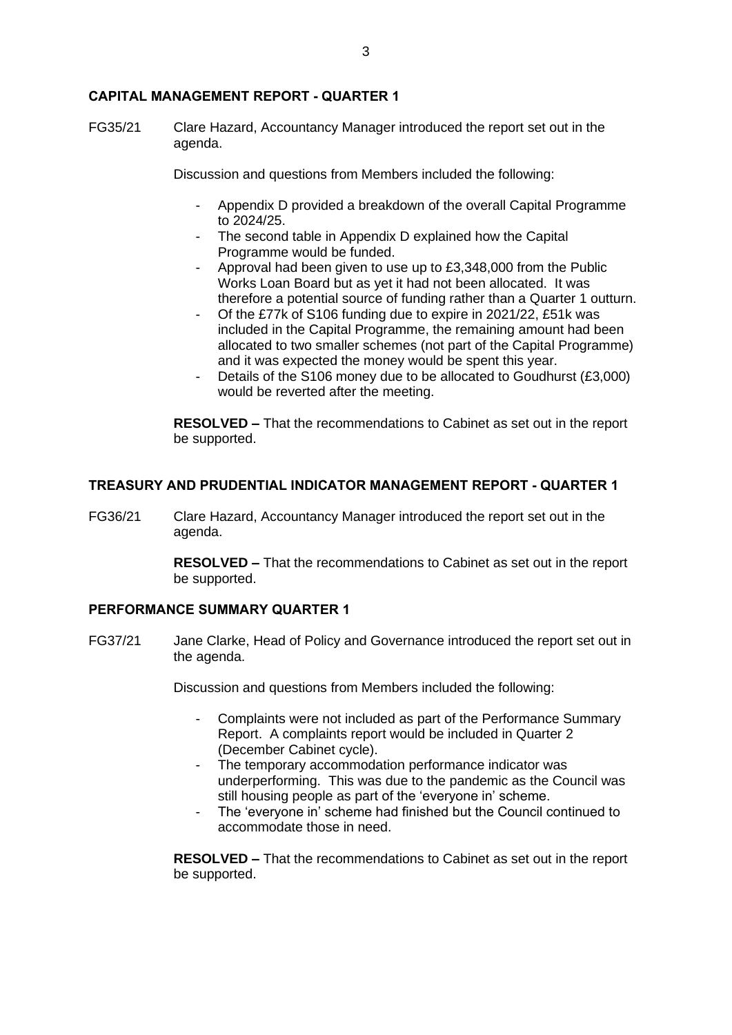## CAPITAL MANAGEMENT REPORT - QUARTER 1

FG35/21 Clare Hazard, Accountancy Manager introduced the report set out in the agenda.

Discussion and questions from Members included the following:

- Appendix D provided a breakdown of the overall Capital Programme to 2024/25.
- The second table in Appendix D explained how the Capital Programme would be funded.
- Approval had been given to use up to £3,348,000 from the Public Works Loan Board but as yet it had not been allocated. It was therefore a potential source of funding rather than a Quarter 1 outturn.
- Of the £77k of S106 funding due to expire in 2021/22, £51k was included in the Capital Programme, the remaining amount had been allocated to two smaller schemes (not part of the Capital Programme) and it was expected the money would be spent this year.
- Details of the S106 money due to be allocated to Goudhurst (£3,000) would be reverted after the meeting.

**RESOLVED –** That the recommendations to Cabinet as set out in the report be supported.

## TREASURY AND PRUDENTIAL INDICATOR MANAGEMENT REPORT - QUARTER 1

FG36/21 Clare Hazard, Accountancy Manager introduced the report set out in the agenda.

**RESOLVED –** That the recommendations to Cabinet as set out in the report be supported.

## PERFORMANCE SUMMARY QUARTER 1

FG37/21 Jane Clarke, Head of Policy and Governance introduced the report set out in the agenda.

Discussion and questions from Members included the following:

- Complaints were not included as part of the Performance Summary Report. A complaints report would be included in Quarter 2 (December Cabinet cycle).
- The temporary accommodation performance indicator was underperforming. This was due to the pandemic as the Council was still housing people as part of the 'everyone in' scheme.
- The 'everyone in' scheme had finished but the Council continued to accommodate those in need.

**RESOLVED –** That the recommendations to Cabinet as set out in the report be supported.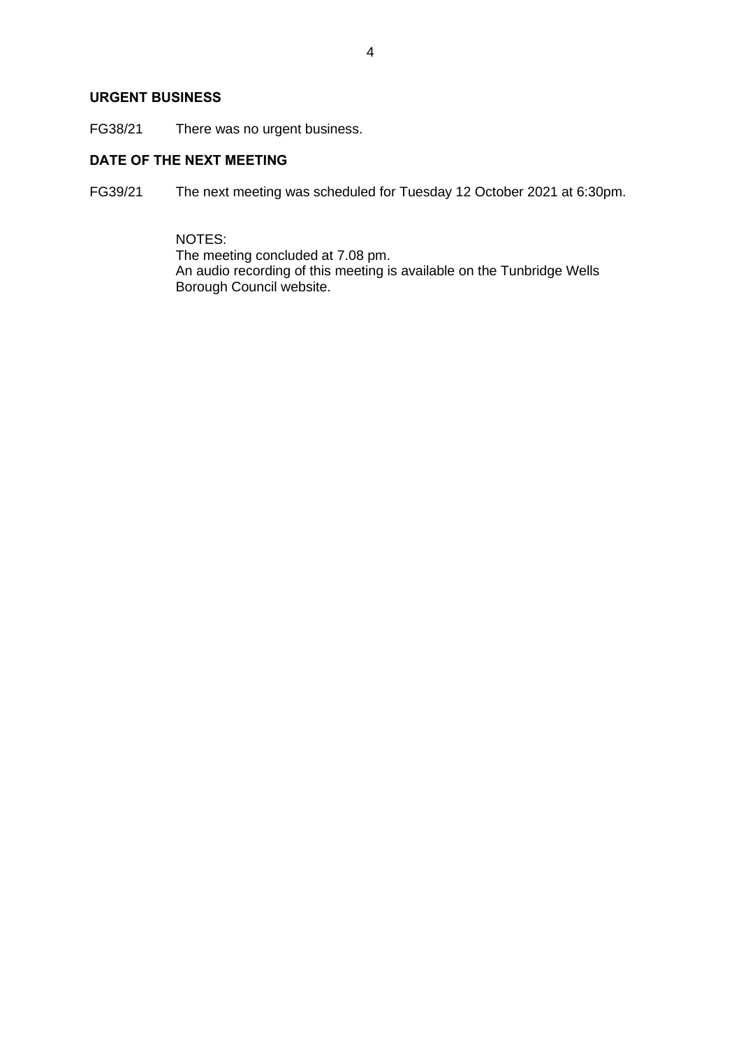**URGENT BUSINESS**

FG38/21 There was no urgent business.

**DATE OF THE NEXT MEETING**

FG39/21 The next meeting was scheduled for Tuesday 12 October 2021 at 6:30pm.

NOTES:
The meeting concluded at 7.08 pm.
An audio recording of this meeting is available on the Tunbridge Wells Borough Council website.